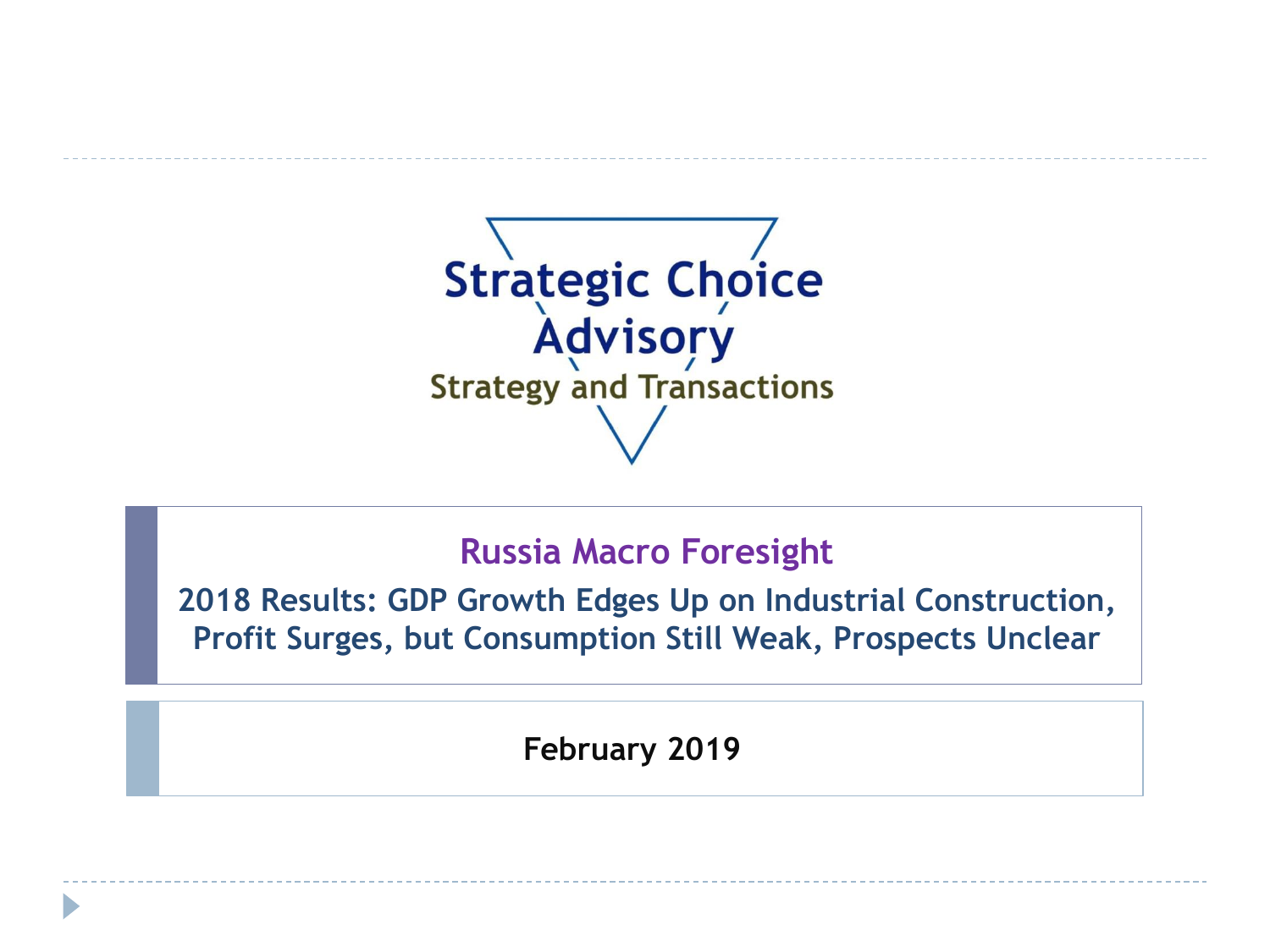Strategic Choice Advisory

Strategy and Transactions

# Russia Macro Foresight

## 2018 Results: GDP Growth Edges Up on Industrial Construction, Profit Surges, but Consumption Still Weak, Prospects Unclear

**February 2019**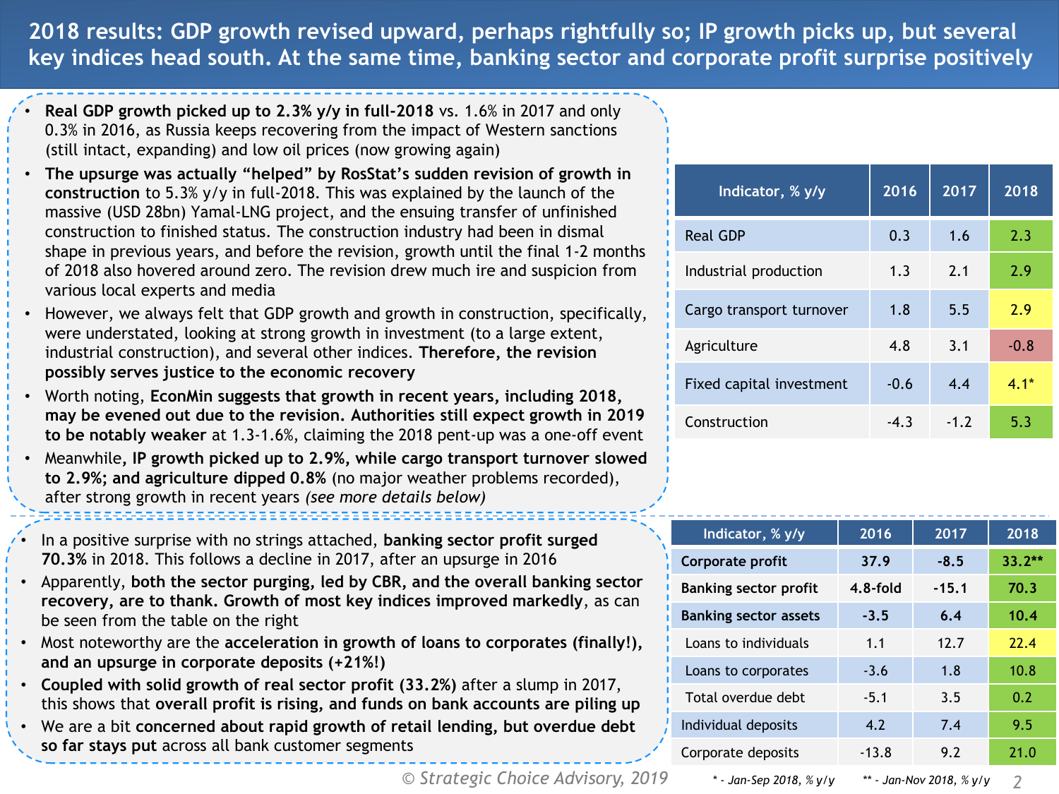# 2018 results: GDP growth revised upward, perhaps rightfully so; IP growth picks up, but several key indices head south. At the same time, banking sector and corporate profit surprise positively

- **Real GDP growth picked up to 2.3% y/y in full-2018** vs. 1.6% in 2017 and only 0.3% in 2016, as Russia keeps recovering from the impact of Western sanctions (still intact, expanding) and low oil prices (now growing again)
- **The upsurge was actually "helped" by RosStat's sudden revision of growth in construction** to 5.3% y/y in full-2018. This was explained by the launch of the massive (USD 28bn) Yamal-LNG project, and the ensuing transfer of unfinished construction to finished status. The construction industry had been in dismal shape in previous years, and before the revision, growth until the final 1-2 months of 2018 also hovered around zero. The revision drew much ire and suspicion from various local experts and media
- However, we always felt that GDP growth and growth in construction, specifically, were understated, looking at strong growth in investment (to a large extent, industrial construction), and several other indices. **Therefore, the revision possibly serves justice to the economic recovery**
- Worth noting, **EconMin suggests that growth in recent years, including 2018, may be evened out due to the revision. Authorities still expect growth in 2019 to be notably weaker** at 1.3-1.6%, claiming the 2018 pent-up was a one-off event
- Meanwhile, **IP growth picked up to 2.9%, while cargo transport turnover slowed to 2.9%; and agriculture dipped 0.8%** (no major weather problems recorded), after strong growth in recent years *(see more details below)*

| Indicator, % y/y | 2016 | 2017 | 2018 |
|---|---|---|---|
| Real GDP | 0.3 | 1.6 | 2.3 |
| Industrial production | 1.3 | 2.1 | 2.9 |
| Cargo transport turnover | 1.8 | 5.5 | 2.9 |
| Agriculture | 4.8 | 3.1 | -0.8 |
| Fixed capital investment | -0.6 | 4.4 | 4.1* |
| Construction | -4.3 | -1.2 | 5.3 |

- In a positive surprise with no strings attached, **banking sector profit surged 70.3%** in 2018. This follows a decline in 2017, after an upsurge in 2016
- Apparently, **both the sector purging, led by CBR, and the overall banking sector recovery, are to thank. Growth of most key indices improved markedly**, as can be seen from the table on the right
- Most noteworthy are the **acceleration in growth of loans to corporates (finally!), and an upsurge in corporate deposits (+21%!)**
- **Coupled with solid growth of real sector profit (33.2%)** after a slump in 2017, this shows that **overall profit is rising, and funds on bank accounts are piling up**
- We are a bit **concerned about rapid growth of retail lending, but overdue debt so far stays put** across all bank customer segments

| Indicator, % y/y | 2016 | 2017 | 2018 |
|---|---|---|---|
| **Corporate profit** | **37.9** | **-8.5** | **33.2**** |
| **Banking sector profit** | **4.8-fold** | **-15.1** | **70.3** |
| **Banking sector assets** | **-3.5** | **6.4** | **10.4** |
| Loans to individuals | 1.1 | 12.7 | 22.4 |
| Loans to corporates | -3.6 | 1.8 | 10.8 |
| Total overdue debt | -5.1 | 3.5 | 0.2 |
| Individual deposits | 4.2 | 7.4 | 9.5 |
| Corporate deposits | -13.8 | 9.2 | 21.0 |

*\* - Jan-Sep 2018, % y/y* *\*\* - Jan-Nov 2018, % y/y*

© Strategic Choice Advisory, 2019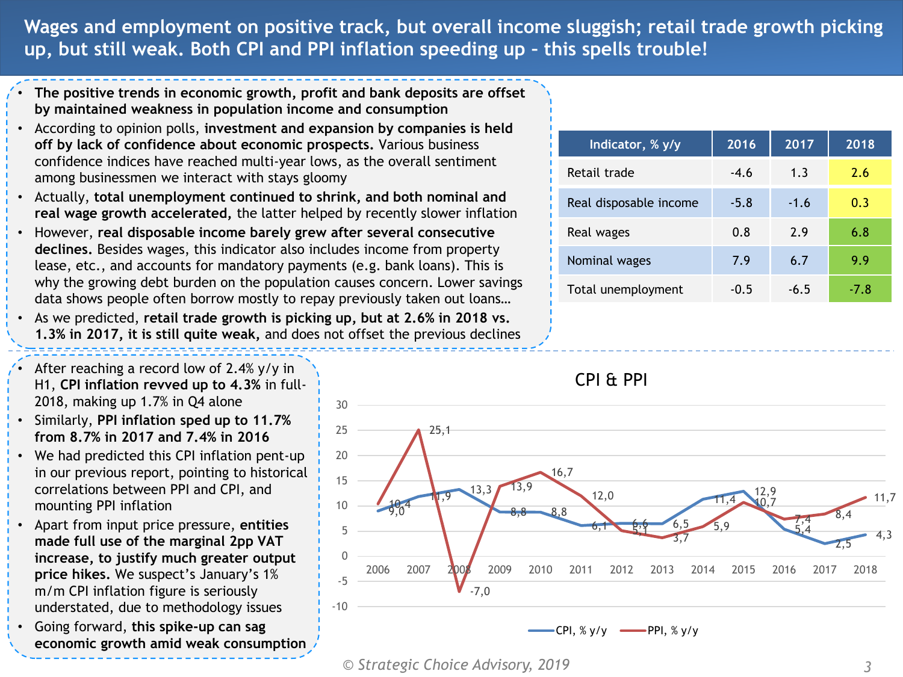# Wages and employment on positive track, but overall income sluggish; retail trade growth picking up, but still weak. Both CPI and PPI inflation speeding up – this spells trouble!

- **The positive trends in economic growth, profit and bank deposits are offset by maintained weakness in population income and consumption**
- According to opinion polls, **investment and expansion by companies is held off by lack of confidence about economic prospects.** Various business confidence indices have reached multi-year lows, as the overall sentiment among businessmen we interact with stays gloomy
- Actually, **total unemployment continued to shrink, and both nominal and real wage growth accelerated,** the latter helped by recently slower inflation
- However, **real disposable income barely grew after several consecutive declines.** Besides wages, this indicator also includes income from property lease, etc., and accounts for mandatory payments (e.g. bank loans). This is why the growing debt burden on the population causes concern. Lower savings data shows people often borrow mostly to repay previously taken out loans…
- As we predicted, **retail trade growth is picking up, but at 2.6% in 2018 vs. 1.3% in 2017, it is still quite weak,** and does not offset the previous declines

| Indicator, % y/y | 2016 | 2017 | 2018 |
| --- | --- | --- | --- |
| Retail trade | -4.6 | 1.3 | 2.6 |
| Real disposable income | -5.8 | -1.6 | 0.3 |
| Real wages | 0.8 | 2.9 | 6.8 |
| Nominal wages | 7.9 | 6.7 | 9.9 |
| Total unemployment | -0.5 | -6.5 | -7.8 |

- After reaching a record low of 2.4% y/y in H1, **CPI inflation revved up to 4.3%** in full-2018, making up 1.7% in Q4 alone
- Similarly, **PPI inflation sped up to 11.7% from 8.7% in 2017 and 7.4% in 2016**
- We had predicted this CPI inflation pent-up in our previous report, pointing to historical correlations between PPI and CPI, and mounting PPI inflation
- Apart from input price pressure, **entities made full use of the marginal 2pp VAT increase, to justify much greater output price hikes.** We suspect's January's 1% m/m CPI inflation figure is seriously understated, due to methodology issues
- Going forward, **this spike-up can sag economic growth amid weak consumption**

**CPI & PPI**

| Year | CPI, % y/y | PPI, % y/y |
| --- | --- | --- |
| 2006 | 9,0 | 10,4 |
| 2007 | 11,9 | 25,1 |
| 2008 | 13,3 | -7,0 |
| 2009 | 8,8 | 13,9 |
| 2010 | 8,8 | 16,7 |
| 2011 | 6,1 | 12,0 |
| 2012 | 6,6 | 5,1 |
| 2013 | 6,5 | 3,7 |
| 2014 | 11,4 | 5,9 |
| 2015 | 12,9 | 10,7 |
| 2016 | 5,4 | 7,4 |
| 2017 | 2,5 | 8,4 |
| 2018 | 4,3 | 11,7 |

*© Strategic Choice Advisory, 2019*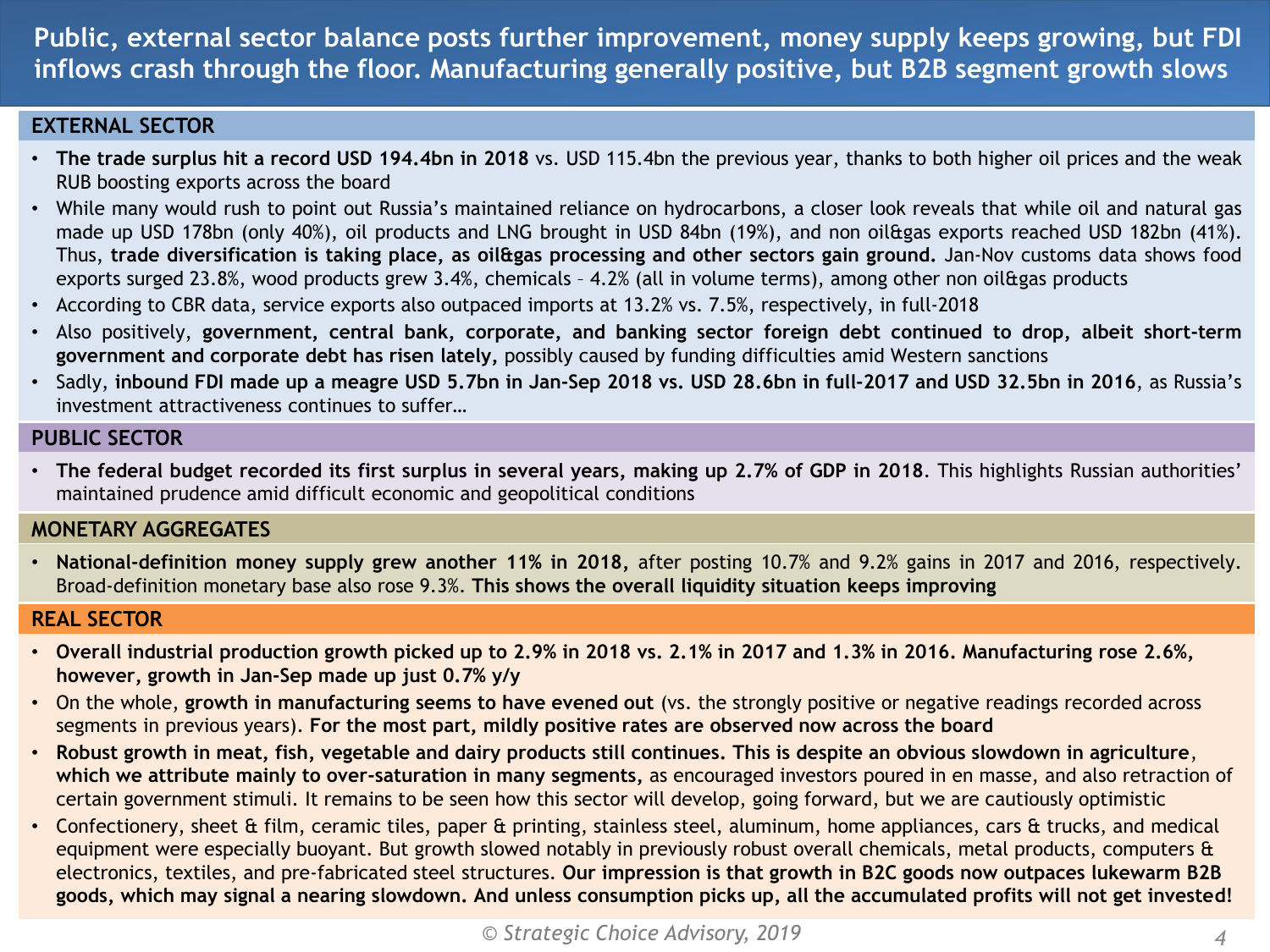# Public, external sector balance posts further improvement, money supply keeps growing, but FDI inflows crash through the floor. Manufacturing generally positive, but B2B segment growth slows

## EXTERNAL SECTOR

- **The trade surplus hit a record USD 194.4bn in 2018** vs. USD 115.4bn the previous year, thanks to both higher oil prices and the weak RUB boosting exports across the board
- While many would rush to point out Russia's maintained reliance on hydrocarbons, a closer look reveals that while oil and natural gas made up USD 178bn (only 40%), oil products and LNG brought in USD 84bn (19%), and non oil&gas exports reached USD 182bn (41%). Thus, **trade diversification is taking place, as oil&gas processing and other sectors gain ground.** Jan-Nov customs data shows food exports surged 23.8%, wood products grew 3.4%, chemicals – 4.2% (all in volume terms), among other non oil&gas products
- According to CBR data, service exports also outpaced imports at 13.2% vs. 7.5%, respectively, in full-2018
- Also positively, **government, central bank, corporate, and banking sector foreign debt continued to drop, albeit short-term government and corporate debt has risen lately,** possibly caused by funding difficulties amid Western sanctions
- Sadly, **inbound FDI made up a meagre USD 5.7bn in Jan-Sep 2018 vs. USD 28.6bn in full-2017 and USD 32.5bn in 2016**, as Russia's investment attractiveness continues to suffer…

## PUBLIC SECTOR

- **The federal budget recorded its first surplus in several years, making up 2.7% of GDP in 2018**. This highlights Russian authorities' maintained prudence amid difficult economic and geopolitical conditions

## MONETARY AGGREGATES

- **National-definition money supply grew another 11% in 2018,** after posting 10.7% and 9.2% gains in 2017 and 2016, respectively. Broad-definition monetary base also rose 9.3%. **This shows the overall liquidity situation keeps improving**

## REAL SECTOR

- **Overall industrial production growth picked up to 2.9% in 2018 vs. 2.1% in 2017 and 1.3% in 2016. Manufacturing rose 2.6%, however, growth in Jan-Sep made up just 0.7% y/y**
- On the whole, **growth in manufacturing seems to have evened out** (vs. the strongly positive or negative readings recorded across segments in previous years). **For the most part, mildly positive rates are observed now across the board**
- **Robust growth in meat, fish, vegetable and dairy products still continues. This is despite an obvious slowdown in agriculture**, **which we attribute mainly to over-saturation in many segments,** as encouraged investors poured in en masse, and also retraction of certain government stimuli. It remains to be seen how this sector will develop, going forward, but we are cautiously optimistic
- Confectionery, sheet & film, ceramic tiles, paper & printing, stainless steel, aluminum, home appliances, cars & trucks, and medical equipment were especially buoyant. But growth slowed notably in previously robust overall chemicals, metal products, computers & electronics, textiles, and pre-fabricated steel structures. **Our impression is that growth in B2C goods now outpaces lukewarm B2B goods, which may signal a nearing slowdown. And unless consumption picks up, all the accumulated profits will not get invested!**

*© Strategic Choice Advisory, 2019*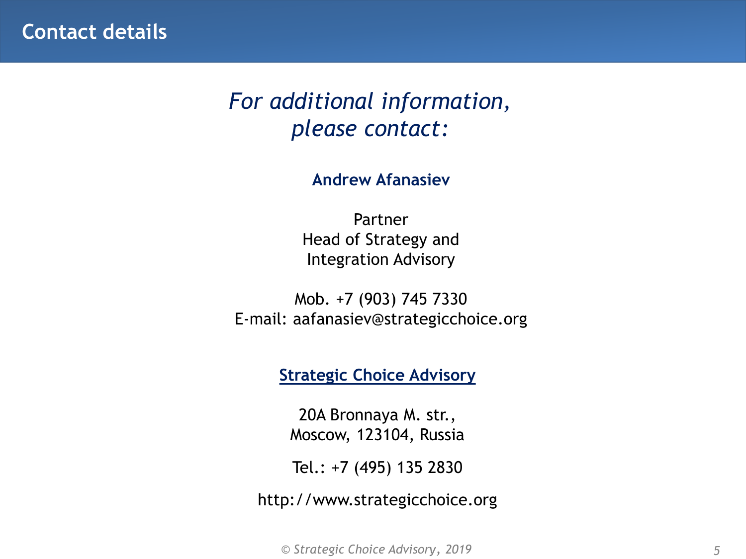# Contact details

*For additional information,*
*please contact:*

**Andrew Afanasiev**

Partner
Head of Strategy and
Integration Advisory

Mob. +7 (903) 745 7330
E-mail: aafanasiev@strategicchoice.org

**Strategic Choice Advisory**

20A Bronnaya M. str.,
Moscow, 123104, Russia

Tel.: +7 (495) 135 2830

http://www.strategicchoice.org

*© Strategic Choice Advisory, 2019*